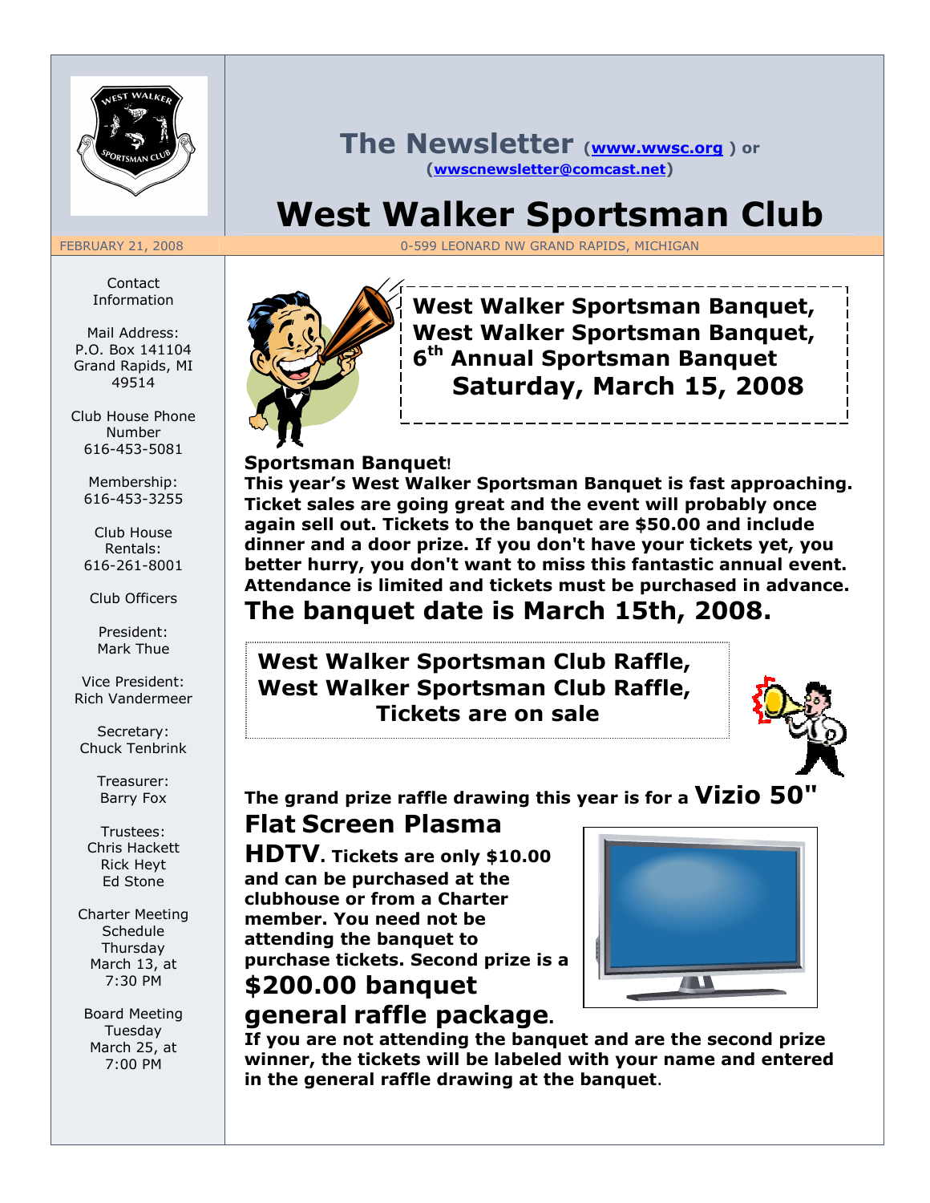# The Newsletter (www.wwsc.org) or (wwscnewsletter@comcast.net)

# West Walker Sportsman Club

FEBRUARY 21, 2008 — 0-599 LEONARD NW GRAND RAPIDS, MICHIGAN

Contact Information

Mail Address:
P.O. Box 141104
Grand Rapids, MI 49514

Club House Phone Number
616-453-5081

Membership:
616-453-3255

Club House Rentals:
616-261-8001

Club Officers

President:
Mark Thue

Vice President:
Rich Vandermeer

Secretary:
Chuck Tenbrink

Treasurer:
Barry Fox

Trustees:
Chris Hackett
Rick Heyt
Ed Stone

Charter Meeting Schedule
Thursday March 13, at 7:30 PM

Board Meeting
Tuesday March 25, at 7:00 PM

## West Walker Sportsman Banquet, West Walker Sportsman Banquet, 6th Annual Sportsman Banquet Saturday, March 15, 2008

**Sportsman Banquet!**

**This year's West Walker Sportsman Banquet is fast approaching. Ticket sales are going great and the event will probably once again sell out. Tickets to the banquet are $50.00 and include dinner and a door prize. If you don't have your tickets yet, you better hurry, you don't want to miss this fantastic annual event. Attendance is limited and tickets must be purchased in advance.**

## The banquet date is March 15th, 2008.

## West Walker Sportsman Club Raffle, West Walker Sportsman Club Raffle, Tickets are on sale

**The grand prize raffle drawing this year is for a Vizio 50" Flat Screen Plasma HDTV. Tickets are only $10.00 and can be purchased at the clubhouse or from a Charter member. You need not be attending the banquet to purchase tickets. Second prize is a $200.00 banquet general raffle package.**

**If you are not attending the banquet and are the second prize winner, the tickets will be labeled with your name and entered in the general raffle drawing at the banquet.**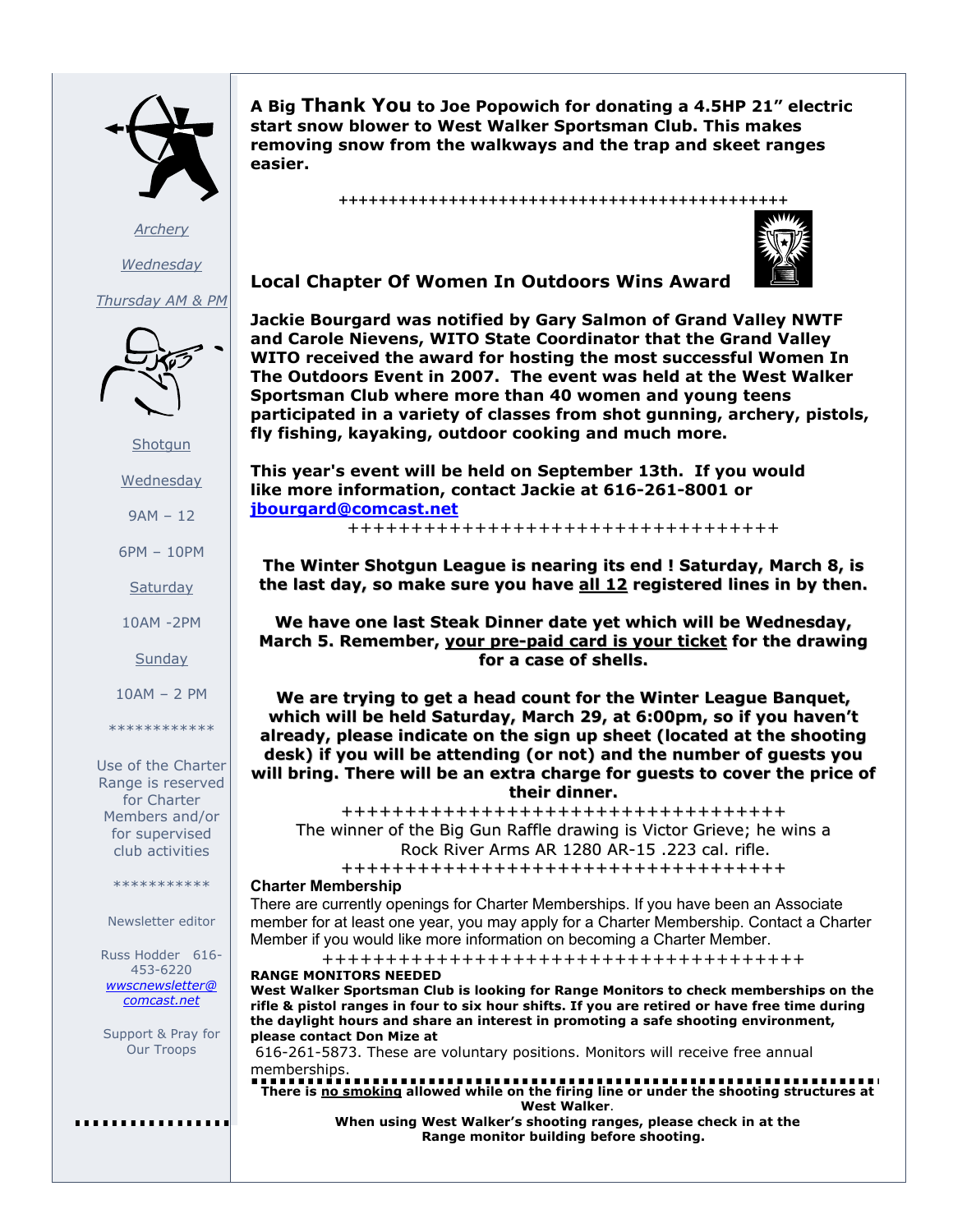*Archery*

*Wednesday*

*Thursday AM & PM*

Shotgun

Wednesday

9AM – 12

6PM – 10PM

Saturday

10AM -2PM

Sunday

10AM – 2 PM

************

Use of the Charter Range is reserved for Charter Members and/or for supervised club activities

***********

Newsletter editor

Russ Hodder 616-453-6220
*wwscnewsletter@comcast.net*

Support & Pray for Our Troops

**A Big Thank You to Joe Popowich for donating a 4.5HP 21" electric start snow blower to West Walker Sportsman Club. This makes removing snow from the walkways and the trap and skeet ranges easier.**

+++++++++++++++++++++++++++++++++++++++++++++

## Local Chapter Of Women In Outdoors Wins Award

**Jackie Bourgard was notified by Gary Salmon of Grand Valley NWTF and Carole Nievens, WITO State Coordinator that the Grand Valley WITO received the award for hosting the most successful Women In The Outdoors Event in 2007. The event was held at the West Walker Sportsman Club where more than 40 women and young teens participated in a variety of classes from shot gunning, archery, pistols, fly fishing, kayaking, outdoor cooking and much more.**

**This year's event will be held on September 13th. If you would like more information, contact Jackie at 616-261-8001 or jbourgard@comcast.net**

+++++++++++++++++++++++++++++++++++

**The Winter Shotgun League is nearing its end ! Saturday, March 8, is the last day, so make sure you have all 12 registered lines in by then.**

**We have one last Steak Dinner date yet which will be Wednesday, March 5. Remember, your pre-paid card is your ticket for the drawing for a case of shells.**

**We are trying to get a head count for the Winter League Banquet, which will be held Saturday, March 29, at 6:00pm, so if you haven't already, please indicate on the sign up sheet (located at the shooting desk) if you will be attending (or not) and the number of guests you will bring. There will be an extra charge for guests to cover the price of their dinner.**

+++++++++++++++++++++++++++++++++++

The winner of the Big Gun Raffle drawing is Victor Grieve; he wins a Rock River Arms AR 1280 AR-15 .223 cal. rifle.

+++++++++++++++++++++++++++++++++++

**Charter Membership**

There are currently openings for Charter Memberships. If you have been an Associate member for at least one year, you may apply for a Charter Membership. Contact a Charter Member if you would like more information on becoming a Charter Member.

++++++++++++++++++++++++++++++++++++++

**RANGE MONITORS NEEDED**

**West Walker Sportsman Club is looking for Range Monitors to check memberships on the rifle & pistol ranges in four to six hour shifts. If you are retired or have free time during the daylight hours and share an interest in promoting a safe shooting environment, please contact Don Mize at**

616-261-5873. These are voluntary positions. Monitors will receive free annual memberships.

**There is no smoking allowed while on the firing line or under the shooting structures at West Walker.**

**When using West Walker's shooting ranges, please check in at the Range monitor building before shooting.**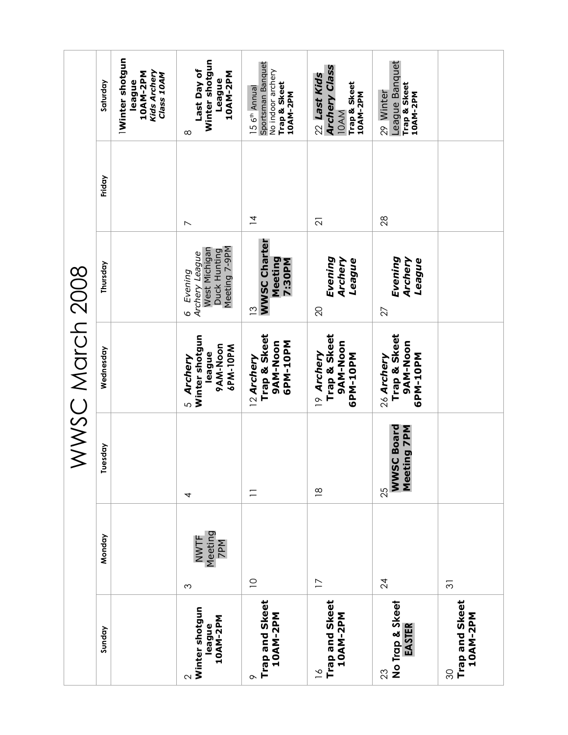# WWSC March 2008

| Sunday | Monday | Tuesday | Wednesday | Thursday | Friday | Saturday |
|---|---|---|---|---|---|---|
| | | | | | | 1 **Winter shotgun league 10AM-2PM** ***Kids Archery Class 10AM*** |
| 2 **Winter shotgun league 10AM-2PM** | 3 NWTF Meeting 7PM | 4 | 5 ***Archery*** **Winter shotgun league 9AM-Noon 6PM-10PM** | 6 *Evening Archery League* West Michigan Duck Hunting Meeting 7-9PM | 7 | 8 **Last Day of Winter shotgun League 10AM-2PM** |
| 9 **Trap and Skeet 10AM-2PM** | 10 | 11 | 12 ***Archery*** **Trap & Skeet 9AM-Noon 6PM-10PM** | 13 **WWSC Charter Meeting 7:30PM** | 14 | 15 6th Annual Sportsman Banquet No indoor archery **Trap & Skeet 10AM-2PM** |
| 16 **Trap and Skeet 10AM-2PM** | 17 | 18 | 19 ***Archery*** **Trap & Skeet 9AM-Noon 6PM-10PM** | 20 ***Evening Archery League*** | 21 | 22 ***Last Kids Archery Class*** 10AM **Trap & Skeet 10AM-2PM** |
| 23 **No Trap & Skeet EASTER** | 24 | 25 **WWSC Board Meeting 7PM** | 26 ***Archery*** **Trap & Skeet 9AM-Noon 6PM-10PM** | 27 ***Evening Archery League*** | 28 | 29 Winter League Banquet **Trap & Skeet 10AM-2PM** |
| 30 **Trap and Skeet 10AM-2PM** | 31 | | | | | |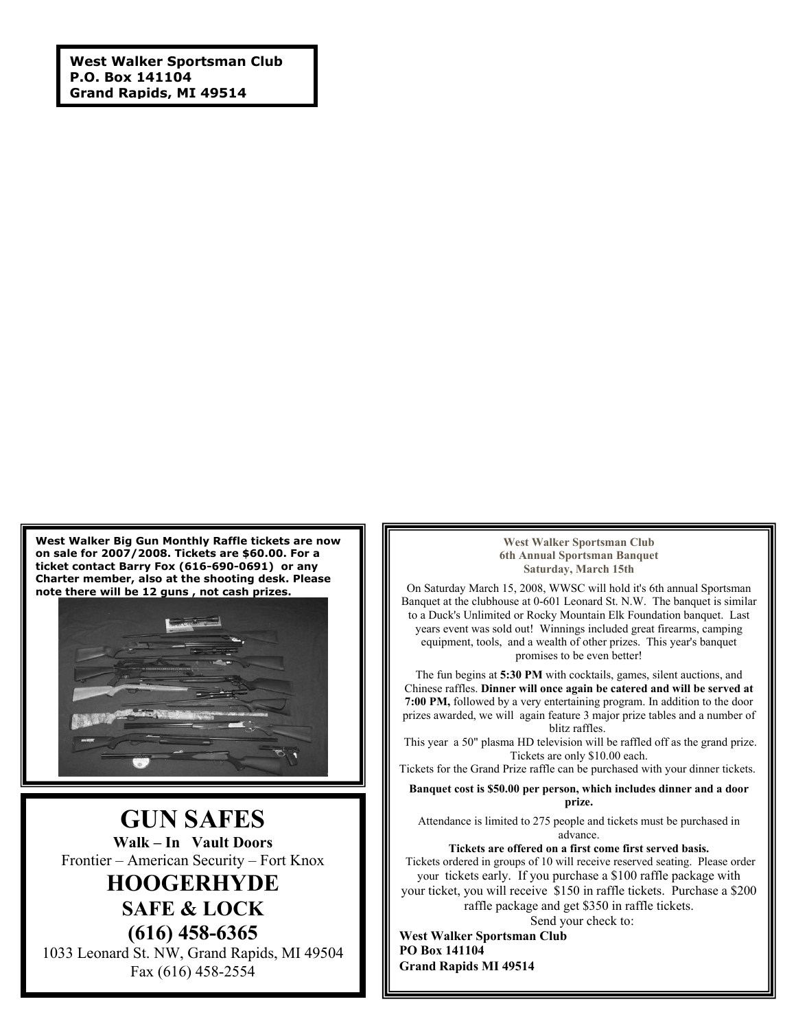**West Walker Sportsman Club**
**P.O. Box 141104**
**Grand Rapids, MI 49514**

**West Walker Big Gun Monthly Raffle tickets are now on sale for 2007/2008. Tickets are $60.00. For a ticket contact Barry Fox (616-690-0691) or any Charter member, also at the shooting desk. Please note there will be 12 guns , not cash prizes.**

# GUN SAFES

**Walk – In Vault Doors**

Frontier – American Security – Fort Knox

# HOOGERHYDE

## SAFE & LOCK

## (616) 458-6365

1033 Leonard St. NW, Grand Rapids, MI 49504

Fax (616) 458-2554

**West Walker Sportsman Club**
**6th Annual Sportsman Banquet**
**Saturday, March 15th**

On Saturday March 15, 2008, WWSC will hold it's 6th annual Sportsman Banquet at the clubhouse at 0-601 Leonard St. N.W. The banquet is similar to a Duck's Unlimited or Rocky Mountain Elk Foundation banquet. Last years event was sold out! Winnings included great firearms, camping equipment, tools, and a wealth of other prizes. This year's banquet promises to be even better!

The fun begins at **5:30 PM** with cocktails, games, silent auctions, and Chinese raffles. **Dinner will once again be catered and will be served at 7:00 PM,** followed by a very entertaining program. In addition to the door prizes awarded, we will again feature 3 major prize tables and a number of blitz raffles.

This year a 50" plasma HD television will be raffled off as the grand prize. Tickets are only $10.00 each.

Tickets for the Grand Prize raffle can be purchased with your dinner tickets.

**Banquet cost is $50.00 per person, which includes dinner and a door prize.**

Attendance is limited to 275 people and tickets must be purchased in advance.

**Tickets are offered on a first come first served basis.**

Tickets ordered in groups of 10 will receive reserved seating. Please order your tickets early. If you purchase a $100 raffle package with your ticket, you will receive $150 in raffle tickets. Purchase a $200 raffle package and get $350 in raffle tickets.

Send your check to:

**West Walker Sportsman Club**
**PO Box 141104**
**Grand Rapids MI 49514**